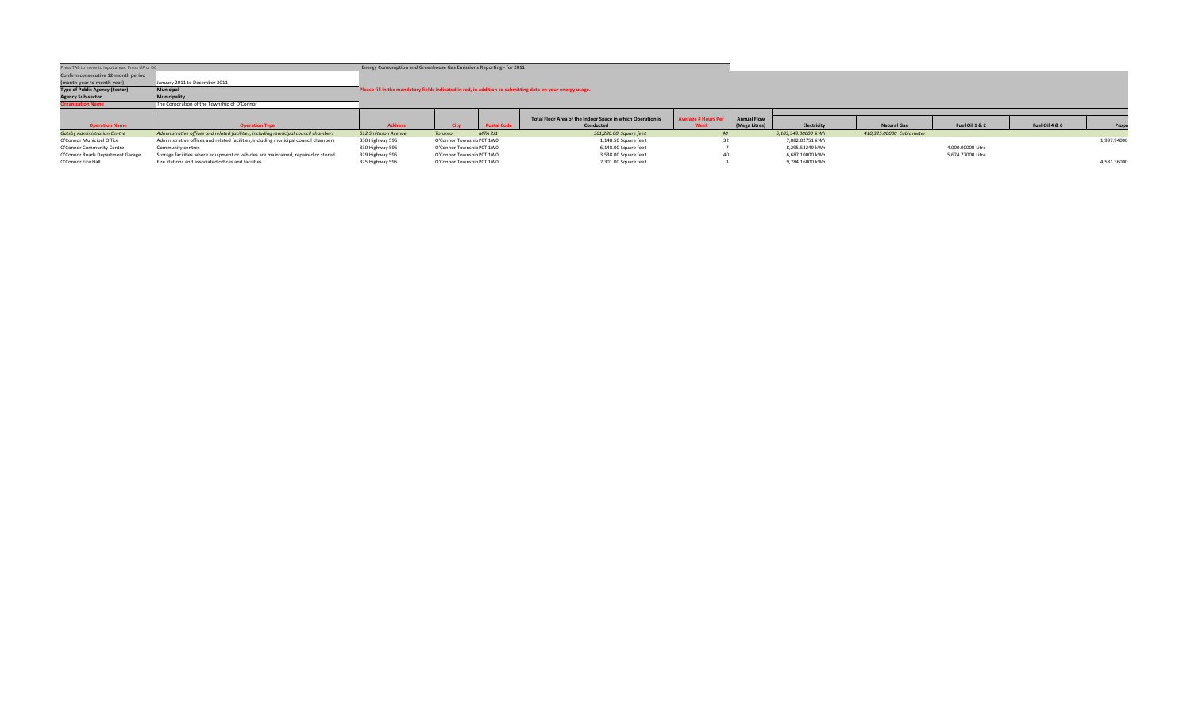| Press TAB to move to input areas. Press UP or DO | | Energy Consumption and Greenhouse Gas Emissions Reporting - for 2011 |
|---|---|---|
| Confirm consecutive 12-month period (month-year to month-year) | January 2011 to December 2011 | |
| Type of Public Agency (Sector): | Municipal | Please fill in the mandatory fields indicated in red, in addition to submitting data on your energy usage. |
| Agency Sub-sector | Municipality | |
| Organization Name | The Corporation of the Township of O'Connor | |

| Operation Name | Operation Type | Address | City | Postal Code | Total Floor Area of the Indoor Space in which Operation is Conducted | Average # Hours Per Week | Annual Flow (Mega Litres) | Electricity | Natural Gas | Fuel Oil 1 & 2 | Fuel Oil 4 & 6 | Propa |
|---|---|---|---|---|---|---|---|---|---|---|---|---|
| *Gatsby Administration Centre* | *Administrative offices and related facilities, including municipal council chambers* | *512 Smithson Avenue* | *Toronto* | *M7A 2J1* | *361,280.00 Square feet* | *40* | | *5,103,348.00000 kWh* | *410,325.00000 Cubic meter* | | | |
| O'Connor Municipal Office | Administrative offices and related facilities, including municipal council chambers | 330 Highway 595 | O'Connor Township | P0T 1W0 | 1,148.50 Square feet | 32 | | 7,082.02751 kWh | | | | 1,997.94000 |
| O'Connor Community Centre | Community centres | 330 Highway 595 | O'Connor Township | P0T 1W0 | 6,148.00 Square feet | 7 | | 8,295.53249 kWh | | 4,000.00000 Litre | | |
| O'Connor Roads Department Garage | Storage facilities where equipment or vehicles are maintained, repaired or stored | 329 Highway 595 | O'Connor Township | P0T 1W0 | 3,538.00 Square feet | 40 | | 6,687.10000 kWh | | 5,674.77000 Litre | | |
| O'Connor Fire Hall | Fire stations and associated offices and facilities | 325 Highway 595 | O'Connor Township | P0T 1W0 | 2,301.00 Square feet | 3 | | 9,284.16000 kWh | | | | 4,581.36000 |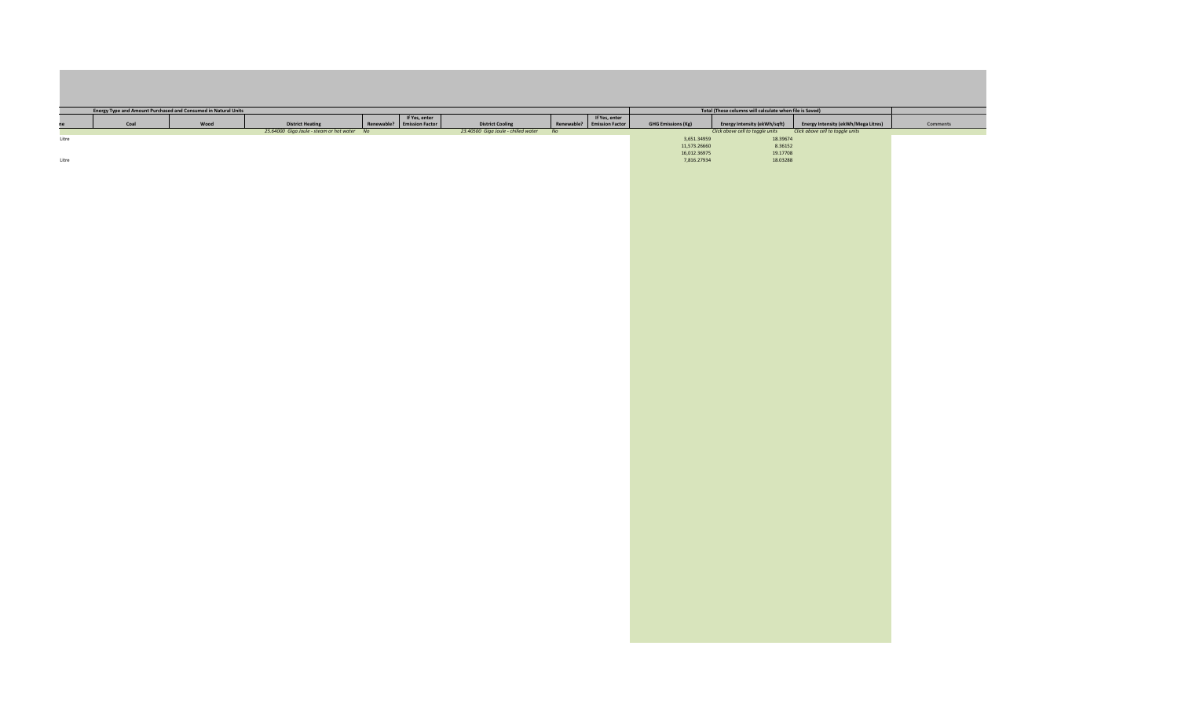| | Energy Type and Amount Purchased and Consumed in Natural Units | | | | | | | | Total (These columns will calculate when file is Saved) | | | |
|---|---|---|---|---|---|---|---|---|---|---|---|---|
| ne | Coal | Wood | District Heating | Renewable? | If Yes, enter Emission Factor | District Cooling | Renewable? | If Yes, enter Emission Factor | GHG Emissions (Kg) | Energy Intensity (ekWh/sqft) | Energy Intensity (ekWh/Mega Litres) | Comments |
| | | | *25.64000 Giga Joule - steam or hot water* | *No* | | *23.40500 Giga Joule - chilled water* | *No* | | | *Click above cell to toggle units* | *Click above cell to toggle units* | |
| Litre | | | | | | | | | 3,651.34959 | 18.39674 | | |
| | | | | | | | | | 11,573.26660 | 8.36152 | | |
| | | | | | | | | | 16,012.36975 | 19.17708 | | |
| Litre | | | | | | | | | 7,816.27934 | 18.03288 | | |